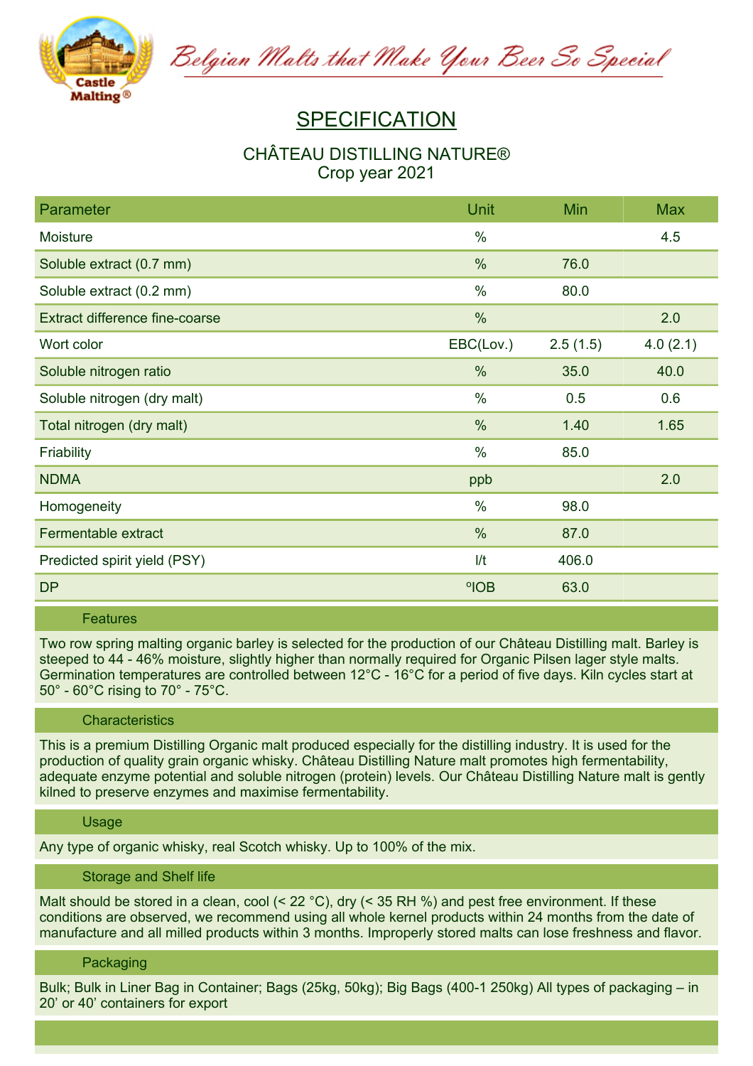Belgian Malts that Make Your Beer So Special

# SPECIFICATION

## CHÂTEAU DISTILLING NATURE®
Crop year 2021

| Parameter | Unit | Min | Max |
|---|---|---|---|
| Moisture | % | | 4.5 |
| Soluble extract (0.7 mm) | % | 76.0 | |
| Soluble extract (0.2 mm) | % | 80.0 | |
| Extract difference fine-coarse | % | | 2.0 |
| Wort color | EBC(Lov.) | 2.5 (1.5) | 4.0 (2.1) |
| Soluble nitrogen ratio | % | 35.0 | 40.0 |
| Soluble nitrogen (dry malt) | % | 0.5 | 0.6 |
| Total nitrogen (dry malt) | % | 1.40 | 1.65 |
| Friability | % | 85.0 | |
| NDMA | ppb | | 2.0 |
| Homogeneity | % | 98.0 | |
| Fermentable extract | % | 87.0 | |
| Predicted spirit yield (PSY) | l/t | 406.0 | |
| DP | °IOB | 63.0 | |

### Features

Two row spring malting organic barley is selected for the production of our Château Distilling malt. Barley is steeped to 44 - 46% moisture, slightly higher than normally required for Organic Pilsen lager style malts. Germination temperatures are controlled between 12°C - 16°C for a period of five days. Kiln cycles start at 50° - 60°C rising to 70° - 75°C.

### Characteristics

This is a premium Distilling Organic malt produced especially for the distilling industry. It is used for the production of quality grain organic whisky. Château Distilling Nature malt promotes high fermentability, adequate enzyme potential and soluble nitrogen (protein) levels. Our Château Distilling Nature malt is gently kilned to preserve enzymes and maximise fermentability.

### Usage

Any type of organic whisky, real Scotch whisky. Up to 100% of the mix.

### Storage and Shelf life

Malt should be stored in a clean, cool (< 22 °C), dry (< 35 RH %) and pest free environment. If these conditions are observed, we recommend using all whole kernel products within 24 months from the date of manufacture and all milled products within 3 months. Improperly stored malts can lose freshness and flavor.

### Packaging

Bulk; Bulk in Liner Bag in Container; Bags (25kg, 50kg); Big Bags (400-1 250kg) All types of packaging – in 20' or 40' containers for export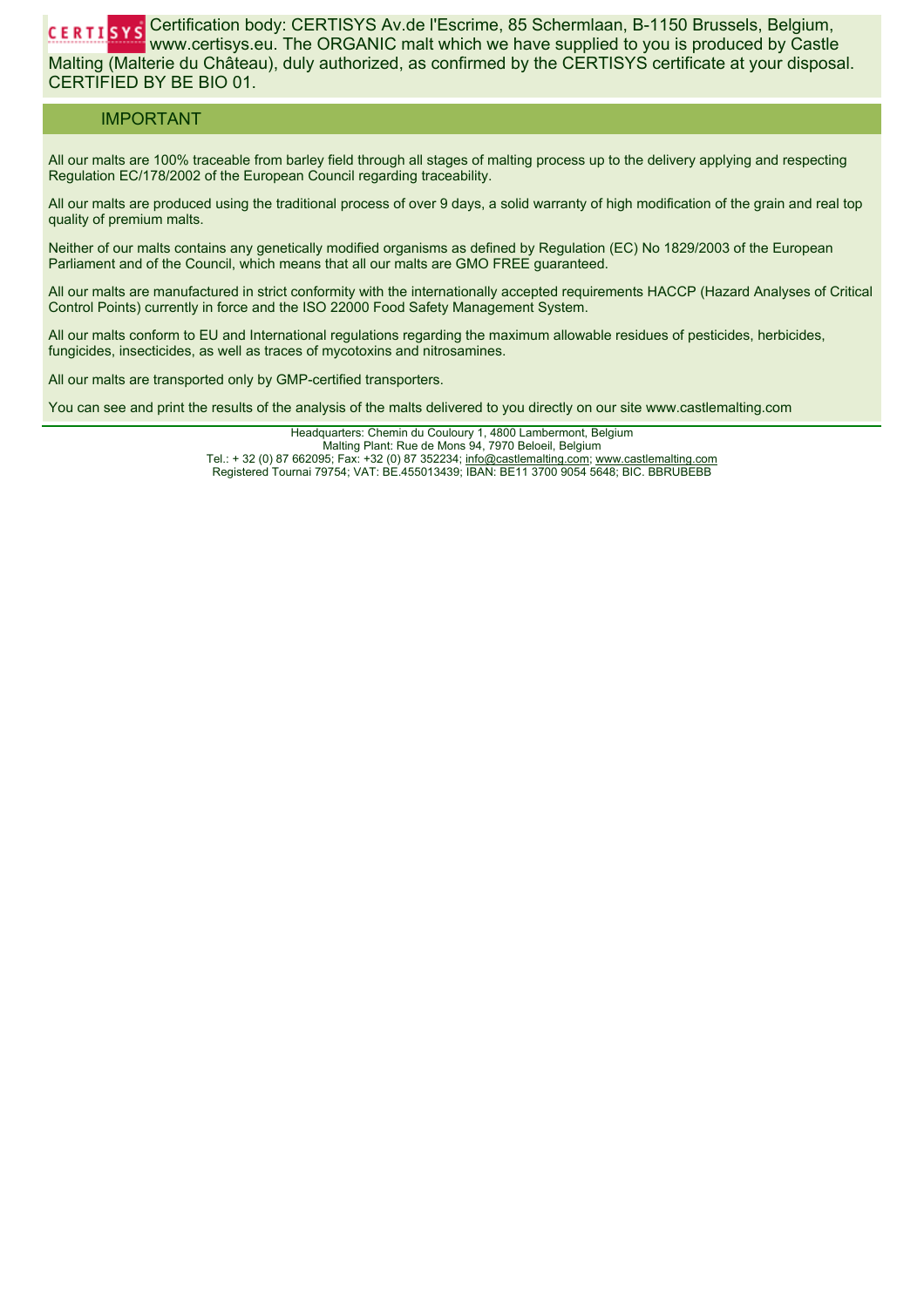CERTISYS Certification body: CERTISYS Av.de l'Escrime, 85 Schermlaan, B-1150 Brussels, Belgium, www.certisys.eu. The ORGANIC malt which we have supplied to you is produced by Castle Malting (Malterie du Château), duly authorized, as confirmed by the CERTISYS certificate at your disposal. CERTIFIED BY BE BIO 01.

## IMPORTANT

All our malts are 100% traceable from barley field through all stages of malting process up to the delivery applying and respecting Regulation EC/178/2002 of the European Council regarding traceability.

All our malts are produced using the traditional process of over 9 days, a solid warranty of high modification of the grain and real top quality of premium malts.

Neither of our malts contains any genetically modified organisms as defined by Regulation (EC) No 1829/2003 of the European Parliament and of the Council, which means that all our malts are GMO FREE guaranteed.

All our malts are manufactured in strict conformity with the internationally accepted requirements HACCP (Hazard Analyses of Critical Control Points) currently in force and the ISO 22000 Food Safety Management System.

All our malts conform to EU and International regulations regarding the maximum allowable residues of pesticides, herbicides, fungicides, insecticides, as well as traces of mycotoxins and nitrosamines.

All our malts are transported only by GMP-certified transporters.

You can see and print the results of the analysis of the malts delivered to you directly on our site www.castlemalting.com

Headquarters: Chemin du Couloury 1, 4800 Lambermont, Belgium
Malting Plant: Rue de Mons 94, 7970 Beloeil, Belgium
Tel.: + 32 (0) 87 662095; Fax: +32 (0) 87 352234; info@castlemalting.com; www.castlemalting.com
Registered Tournai 79754; VAT: BE.455013439; IBAN: BE11 3700 9054 5648; BIC. BBRUBEBB